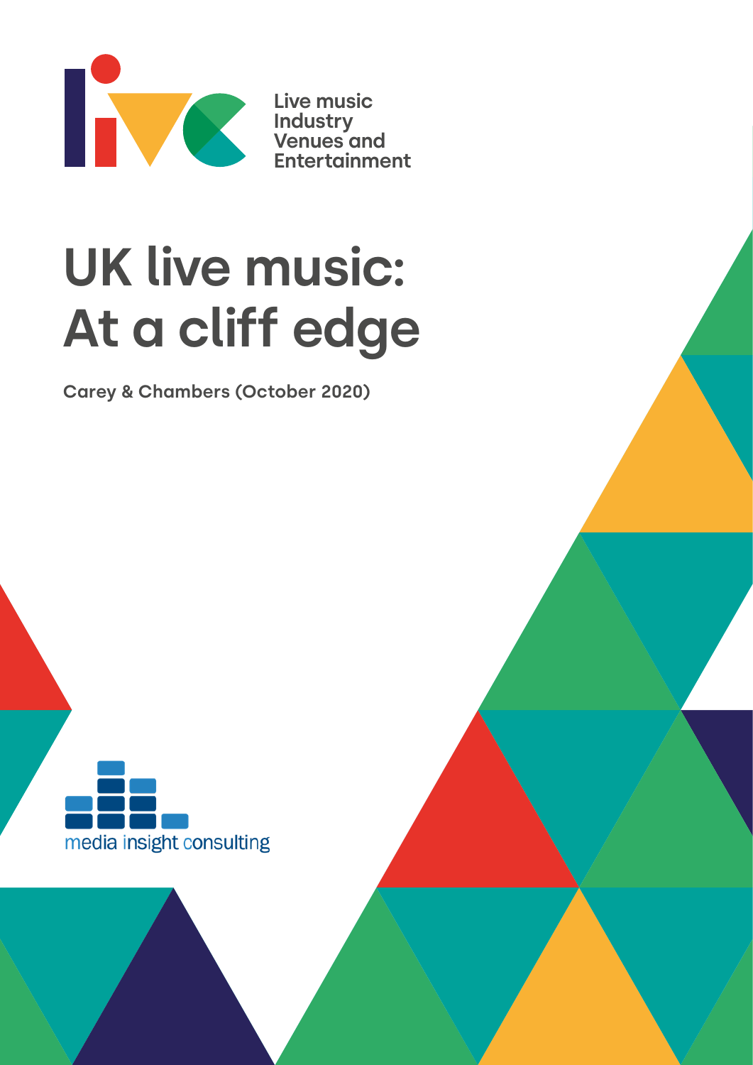Live music Industry Venues and Entertainment

# UK live music: At a cliff edge

**Carey & Chambers (October 2020)**

media insight consulting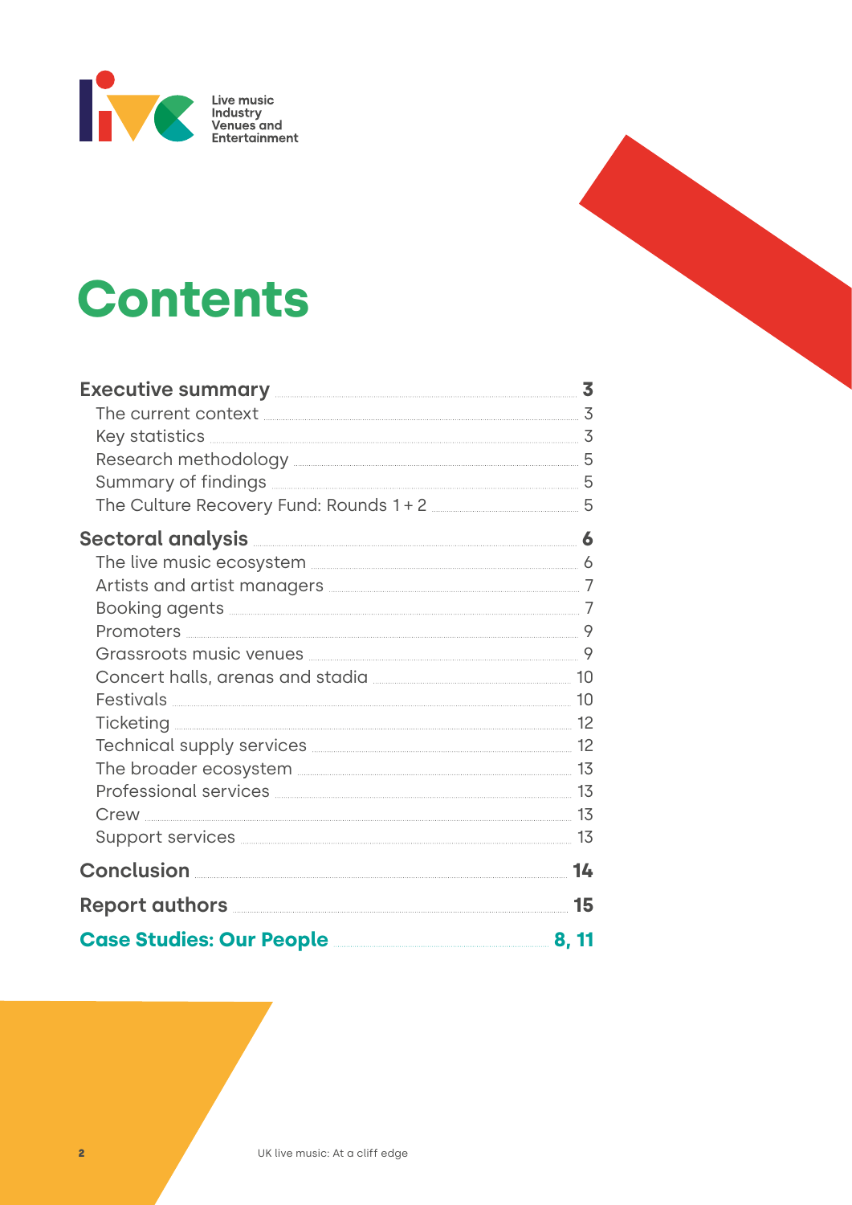Live music Industry Venues and Entertainment

# Contents

**Executive summary** ... **3**
- The current context ... 3
- Key statistics ... 3
- Research methodology ... 5
- Summary of findings ... 5
- The Culture Recovery Fund: Rounds 1 + 2 ... 5

**Sectoral analysis** ... **6**
- The live music ecosystem ... 6
- Artists and artist managers ... 7
- Booking agents ... 7
- Promoters ... 9
- Grassroots music venues ... 9
- Concert halls, arenas and stadia ... 10
- Festivals ... 10
- Ticketing ... 12
- Technical supply services ... 12
- The broader ecosystem ... 13
- Professional services ... 13
- Crew ... 13
- Support services ... 13

**Conclusion** ... **14**

**Report authors** ... **15**

**Case Studies: Our People** ... **8, 11**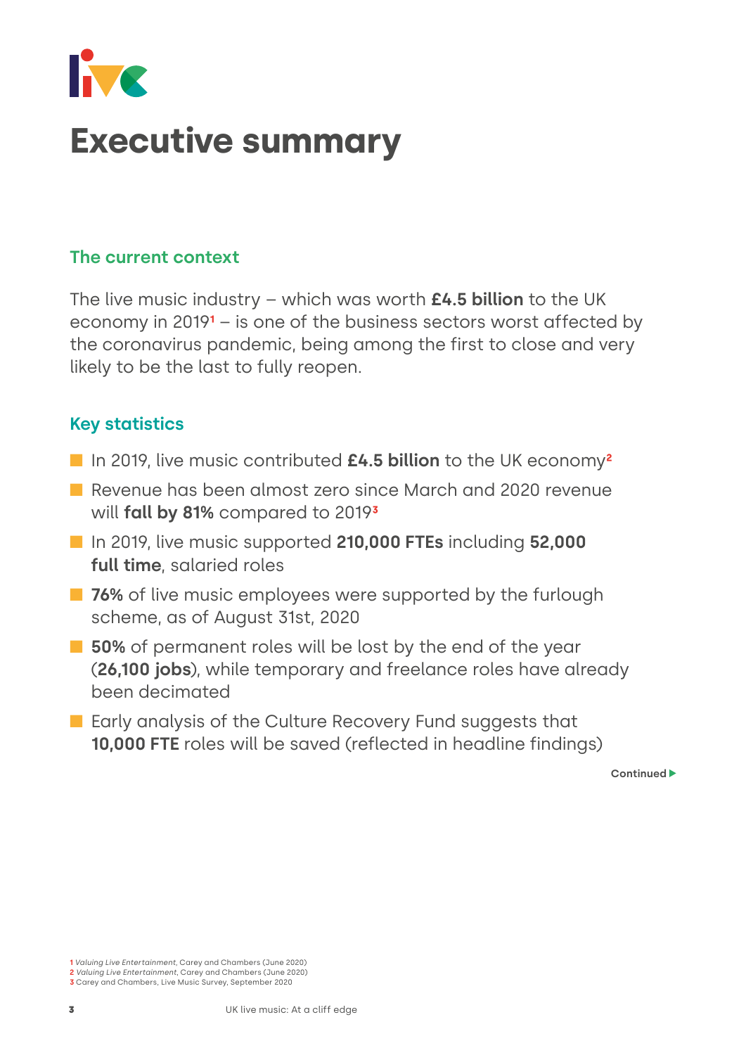# Executive summary

## The current context

The live music industry – which was worth **£4.5 billion** to the UK economy in 2019[1] – is one of the business sectors worst affected by the coronavirus pandemic, being among the first to close and very likely to be the last to fully reopen.

## Key statistics

- In 2019, live music contributed **£4.5 billion** to the UK economy[2]
- Revenue has been almost zero since March and 2020 revenue will **fall by 81%** compared to 2019[3]
- In 2019, live music supported **210,000 FTEs** including **52,000 full time**, salaried roles
- **76%** of live music employees were supported by the furlough scheme, as of August 31st, 2020
- **50%** of permanent roles will be lost by the end of the year (**26,100 jobs**), while temporary and freelance roles have already been decimated
- Early analysis of the Culture Recovery Fund suggests that **10,000 FTE** roles will be saved (reflected in headline findings)

Continued ▶

1 *Valuing Live Entertainment*, Carey and Chambers (June 2020)
2 *Valuing Live Entertainment*, Carey and Chambers (June 2020)
3 Carey and Chambers, Live Music Survey, September 2020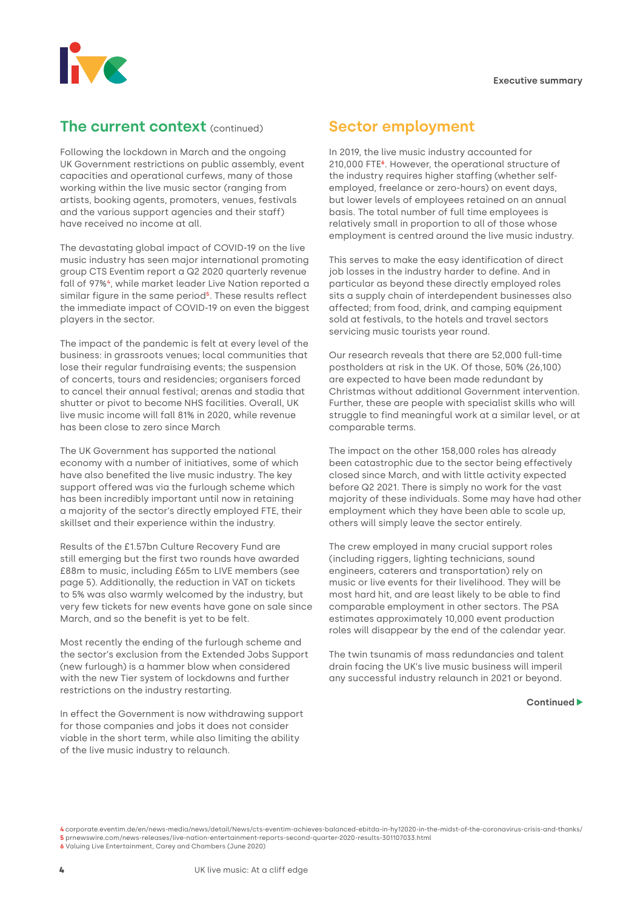## The current context (continued)

Following the lockdown in March and the ongoing UK Government restrictions on public assembly, event capacities and operational curfews, many of those working within the live music sector (ranging from artists, booking agents, promoters, venues, festivals and the various support agencies and their staff) have received no income at all.

The devastating global impact of COVID-19 on the live music industry has seen major international promoting group CTS Eventim report a Q2 2020 quarterly revenue fall of 97%[4], while market leader Live Nation reported a similar figure in the same period[5]. These results reflect the immediate impact of COVID-19 on even the biggest players in the sector.

The impact of the pandemic is felt at every level of the business: in grassroots venues; local communities that lose their regular fundraising events; the suspension of concerts, tours and residencies; organisers forced to cancel their annual festival; arenas and stadia that shutter or pivot to become NHS facilities. Overall, UK live music income will fall 81% in 2020, while revenue has been close to zero since March

The UK Government has supported the national economy with a number of initiatives, some of which have also benefited the live music industry. The key support offered was via the furlough scheme which has been incredibly important until now in retaining a majority of the sector's directly employed FTE, their skillset and their experience within the industry.

Results of the £1.57bn Culture Recovery Fund are still emerging but the first two rounds have awarded £88m to music, including £65m to LIVE members (see page 5). Additionally, the reduction in VAT on tickets to 5% was also warmly welcomed by the industry, but very few tickets for new events have gone on sale since March, and so the benefit is yet to be felt.

Most recently the ending of the furlough scheme and the sector's exclusion from the Extended Jobs Support (new furlough) is a hammer blow when considered with the new Tier system of lockdowns and further restrictions on the industry restarting.

In effect the Government is now withdrawing support for those companies and jobs it does not consider viable in the short term, while also limiting the ability of the live music industry to relaunch.

## Sector employment

In 2019, the live music industry accounted for 210,000 FTE[6]. However, the operational structure of the industry requires higher staffing (whether self-employed, freelance or zero-hours) on event days, but lower levels of employees retained on an annual basis. The total number of full time employees is relatively small in proportion to all of those whose employment is centred around the live music industry.

This serves to make the easy identification of direct job losses in the industry harder to define. And in particular as beyond these directly employed roles sits a supply chain of interdependent businesses also affected; from food, drink, and camping equipment sold at festivals, to the hotels and travel sectors servicing music tourists year round.

Our research reveals that there are 52,000 full-time postholders at risk in the UK. Of those, 50% (26,100) are expected to have been made redundant by Christmas without additional Government intervention. Further, these are people with specialist skills who will struggle to find meaningful work at a similar level, or at comparable terms.

The impact on the other 158,000 roles has already been catastrophic due to the sector being effectively closed since March, and with little activity expected before Q2 2021. There is simply no work for the vast majority of these individuals. Some may have had other employment which they have been able to scale up, others will simply leave the sector entirely.

The crew employed in many crucial support roles (including riggers, lighting technicians, sound engineers, caterers and transportation) rely on music or live events for their livelihood. They will be most hard hit, and are least likely to be able to find comparable employment in other sectors. The PSA estimates approximately 10,000 event production roles will disappear by the end of the calendar year.

The twin tsunamis of mass redundancies and talent drain facing the UK's live music business will imperil any successful industry relaunch in 2021 or beyond.

**Continued ▶**

[4] corporate.eventim.de/en/news-media/news/detail/News/cts-eventim-achieves-balanced-ebitda-in-hy12020-in-the-midst-of-the-coronavirus-crisis-and-thanks/
[5] prnewswire.com/news-releases/live-nation-entertainment-reports-second-quarter-2020-results-301107033.html
[6] Valuing Live Entertainment, Carey and Chambers (June 2020)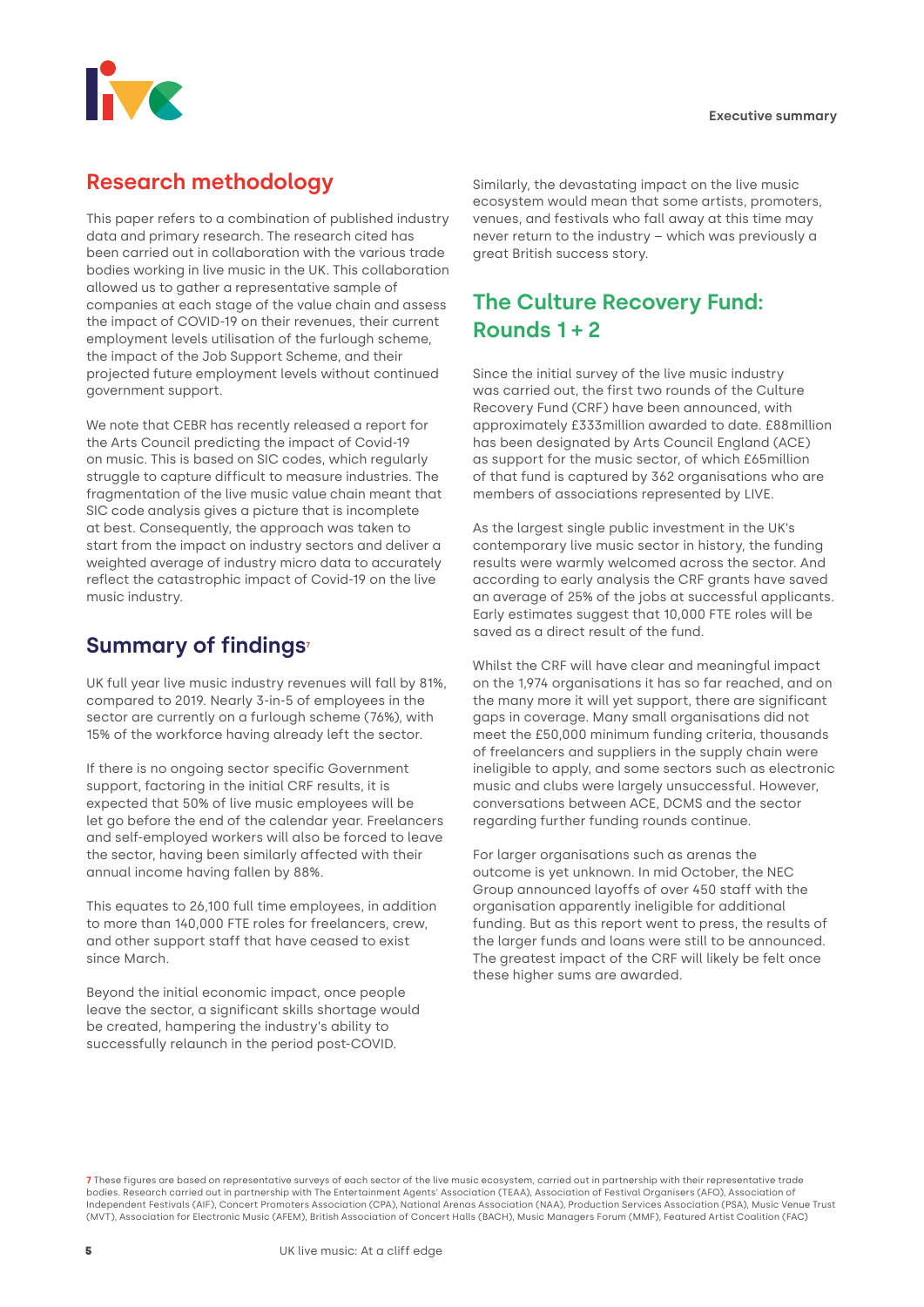## Research methodology

This paper refers to a combination of published industry data and primary research. The research cited has been carried out in collaboration with the various trade bodies working in live music in the UK. This collaboration allowed us to gather a representative sample of companies at each stage of the value chain and assess the impact of COVID-19 on their revenues, their current employment levels utilisation of the furlough scheme, the impact of the Job Support Scheme, and their projected future employment levels without continued government support.

We note that CEBR has recently released a report for the Arts Council predicting the impact of Covid-19 on music. This is based on SIC codes, which regularly struggle to capture difficult to measure industries. The fragmentation of the live music value chain meant that SIC code analysis gives a picture that is incomplete at best. Consequently, the approach was taken to start from the impact on industry sectors and deliver a weighted average of industry micro data to accurately reflect the catastrophic impact of Covid-19 on the live music industry.

## Summary of findings[7]

UK full year live music industry revenues will fall by 81%, compared to 2019. Nearly 3-in-5 of employees in the sector are currently on a furlough scheme (76%), with 15% of the workforce having already left the sector.

If there is no ongoing sector specific Government support, factoring in the initial CRF results, it is expected that 50% of live music employees will be let go before the end of the calendar year. Freelancers and self-employed workers will also be forced to leave the sector, having been similarly affected with their annual income having fallen by 88%.

This equates to 26,100 full time employees, in addition to more than 140,000 FTE roles for freelancers, crew, and other support staff that have ceased to exist since March.

Beyond the initial economic impact, once people leave the sector, a significant skills shortage would be created, hampering the industry's ability to successfully relaunch in the period post-COVID.

Similarly, the devastating impact on the live music ecosystem would mean that some artists, promoters, venues, and festivals who fall away at this time may never return to the industry – which was previously a great British success story.

## The Culture Recovery Fund: Rounds 1 + 2

Since the initial survey of the live music industry was carried out, the first two rounds of the Culture Recovery Fund (CRF) have been announced, with approximately £333million awarded to date. £88million has been designated by Arts Council England (ACE) as support for the music sector, of which £65million of that fund is captured by 362 organisations who are members of associations represented by LIVE.

As the largest single public investment in the UK's contemporary live music sector in history, the funding results were warmly welcomed across the sector. And according to early analysis the CRF grants have saved an average of 25% of the jobs at successful applicants. Early estimates suggest that 10,000 FTE roles will be saved as a direct result of the fund.

Whilst the CRF will have clear and meaningful impact on the 1,974 organisations it has so far reached, and on the many more it will yet support, there are significant gaps in coverage. Many small organisations did not meet the £50,000 minimum funding criteria, thousands of freelancers and suppliers in the supply chain were ineligible to apply, and some sectors such as electronic music and clubs were largely unsuccessful. However, conversations between ACE, DCMS and the sector regarding further funding rounds continue.

For larger organisations such as arenas the outcome is yet unknown. In mid October, the NEC Group announced layoffs of over 450 staff with the organisation apparently ineligible for additional funding. But as this report went to press, the results of the larger funds and loans were still to be announced. The greatest impact of the CRF will likely be felt once these higher sums are awarded.

[7] These figures are based on representative surveys of each sector of the live music ecosystem, carried out in partnership with their representative trade bodies. Research carried out in partnership with The Entertainment Agents' Association (TEAA), Association of Festival Organisers (AFO), Association of Independent Festivals (AIF), Concert Promoters Association (CPA), National Arenas Association (NAA), Production Services Association (PSA), Music Venue Trust (MVT), Association for Electronic Music (AFEM), British Association of Concert Halls (BACH), Music Managers Forum (MMF), Featured Artist Coalition (FAC)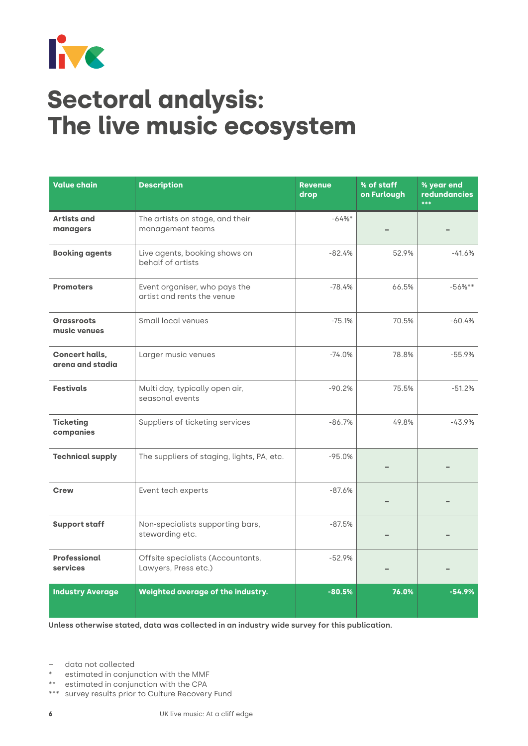# Sectoral analysis: The live music ecosystem

| Value chain | Description | Revenue drop | % of staff on Furlough | % year end redundancies *** |
|---|---|---|---|---|
| **Artists and managers** | The artists on stage, and their management teams | -64%* | – | – |
| **Booking agents** | Live agents, booking shows on behalf of artists | -82.4% | 52.9% | -41.6% |
| **Promoters** | Event organiser, who pays the artist and rents the venue | -78.4% | 66.5% | -56%** |
| **Grassroots music venues** | Small local venues | -75.1% | 70.5% | -60.4% |
| **Concert halls, arena and stadia** | Larger music venues | -74.0% | 78.8% | -55.9% |
| **Festivals** | Multi day, typically open air, seasonal events | -90.2% | 75.5% | -51.2% |
| **Ticketing companies** | Suppliers of ticketing services | -86.7% | 49.8% | -43.9% |
| **Technical supply** | The suppliers of staging, lights, PA, etc. | -95.0% | – | – |
| **Crew** | Event tech experts | -87.6% | – | – |
| **Support staff** | Non-specialists supporting bars, stewarding etc. | -87.5% | – | – |
| **Professional services** | Offsite specialists (Accountants, Lawyers, Press etc.) | -52.9% | – | – |
| **Industry Average** | **Weighted average of the industry.** | **-80.5%** | **76.0%** | **-54.9%** |

**Unless otherwise stated, data was collected in an industry wide survey for this publication.**

– data not collected
* estimated in conjunction with the MMF
** estimated in conjunction with the CPA
*** survey results prior to Culture Recovery Fund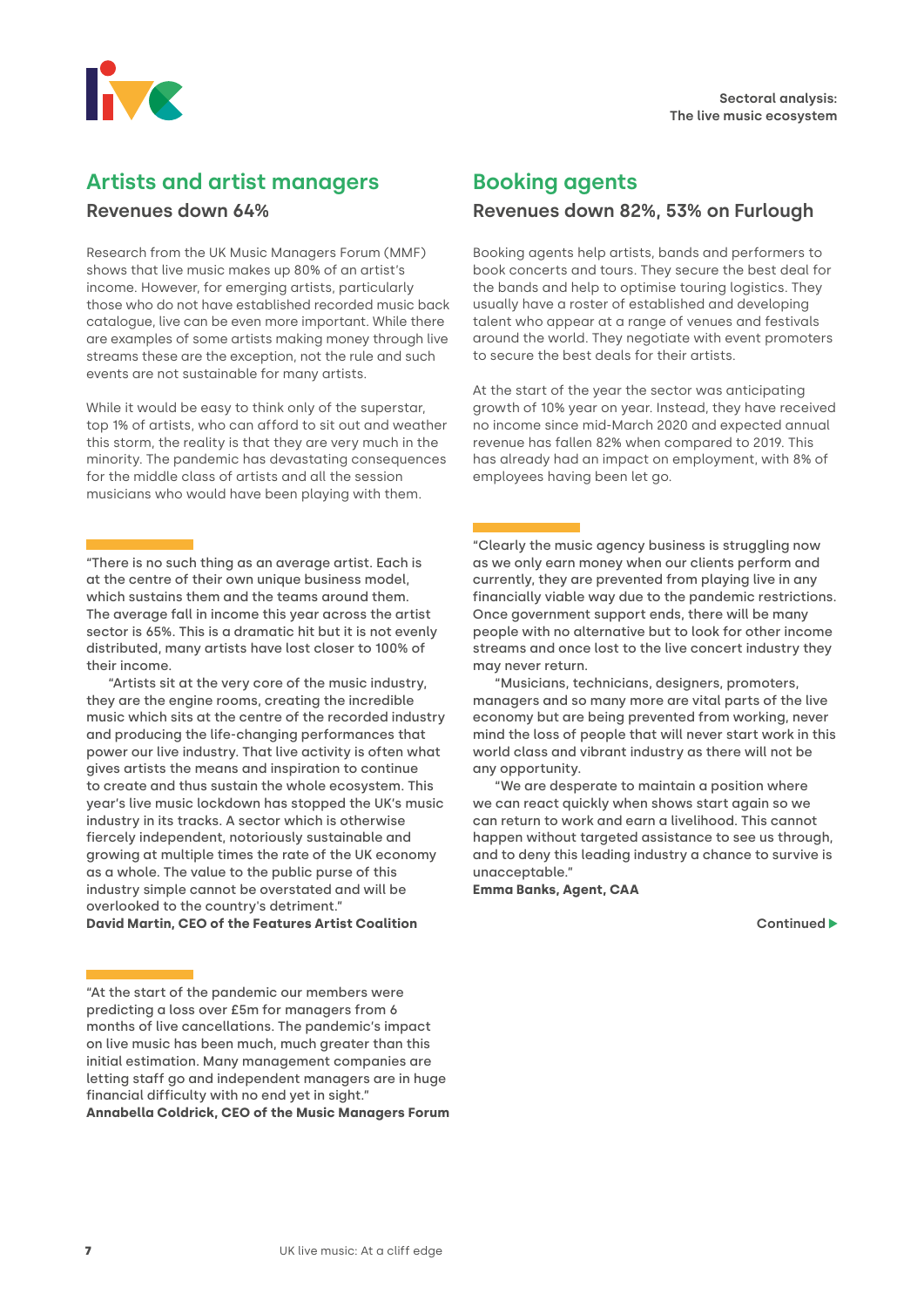## Artists and artist managers

### Revenues down 64%

Research from the UK Music Managers Forum (MMF) shows that live music makes up 80% of an artist's income. However, for emerging artists, particularly those who do not have established recorded music back catalogue, live can be even more important. While there are examples of some artists making money through live streams these are the exception, not the rule and such events are not sustainable for many artists.

While it would be easy to think only of the superstar, top 1% of artists, who can afford to sit out and weather this storm, the reality is that they are very much in the minority. The pandemic has devastating consequences for the middle class of artists and all the session musicians who would have been playing with them.

"There is no such thing as an average artist. Each is at the centre of their own unique business model, which sustains them and the teams around them. The average fall in income this year across the artist sector is 65%. This is a dramatic hit but it is not evenly distributed, many artists have lost closer to 100% of their income.

"Artists sit at the very core of the music industry, they are the engine rooms, creating the incredible music which sits at the centre of the recorded industry and producing the life-changing performances that power our live industry. That live activity is often what gives artists the means and inspiration to continue to create and thus sustain the whole ecosystem. This year's live music lockdown has stopped the UK's music industry in its tracks. A sector which is otherwise fiercely independent, notoriously sustainable and growing at multiple times the rate of the UK economy as a whole. The value to the public purse of this industry simple cannot be overstated and will be overlooked to the country's detriment."
**David Martin, CEO of the Features Artist Coalition**

"At the start of the pandemic our members were predicting a loss over £5m for managers from 6 months of live cancellations. The pandemic's impact on live music has been much, much greater than this initial estimation. Many management companies are letting staff go and independent managers are in huge financial difficulty with no end yet in sight."
**Annabella Coldrick, CEO of the Music Managers Forum**

## Booking agents

### Revenues down 82%, 53% on Furlough

Booking agents help artists, bands and performers to book concerts and tours. They secure the best deal for the bands and help to optimise touring logistics. They usually have a roster of established and developing talent who appear at a range of venues and festivals around the world. They negotiate with event promoters to secure the best deals for their artists.

At the start of the year the sector was anticipating growth of 10% year on year. Instead, they have received no income since mid-March 2020 and expected annual revenue has fallen 82% when compared to 2019. This has already had an impact on employment, with 8% of employees having been let go.

"Clearly the music agency business is struggling now as we only earn money when our clients perform and currently, they are prevented from playing live in any financially viable way due to the pandemic restrictions. Once government support ends, there will be many people with no alternative but to look for other income streams and once lost to the live concert industry they may never return.

"Musicians, technicians, designers, promoters, managers and so many more are vital parts of the live economy but are being prevented from working, never mind the loss of people that will never start work in this world class and vibrant industry as there will not be any opportunity.

"We are desperate to maintain a position where we can react quickly when shows start again so we can return to work and earn a livelihood. This cannot happen without targeted assistance to see us through, and to deny this leading industry a chance to survive is unacceptable."
**Emma Banks, Agent, CAA**

Continued ▶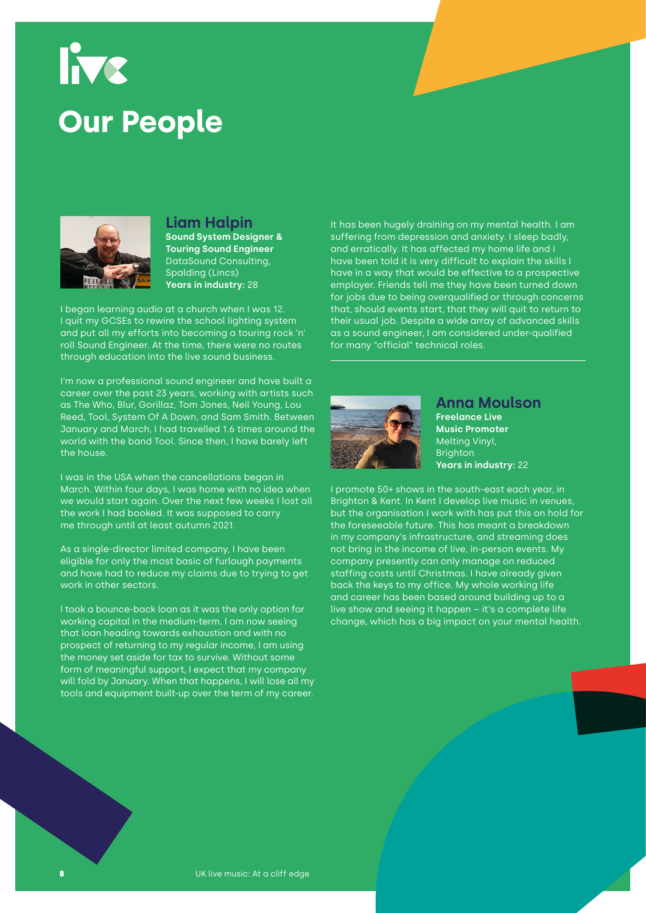# Our People

## Liam Halpin

**Sound System Designer & Touring Sound Engineer**
DataSound Consulting, Spalding (Lincs)
**Years in industry:** 28

I began learning audio at a church when I was 12. I quit my GCSEs to rewire the school lighting system and put all my efforts into becoming a touring rock 'n' roll Sound Engineer. At the time, there were no routes through education into the live sound business.

I'm now a professional sound engineer and have built a career over the past 23 years, working with artists such as The Who, Blur, Gorillaz, Tom Jones, Neil Young, Lou Reed, Tool, System Of A Down, and Sam Smith. Between January and March, I had travelled 1.6 times around the world with the band Tool. Since then, I have barely left the house.

I was in the USA when the cancellations began in March. Within four days, I was home with no idea when we would start again. Over the next few weeks I lost all the work I had booked. It was supposed to carry me through until at least autumn 2021.

As a single-director limited company, I have been eligible for only the most basic of furlough payments and have had to reduce my claims due to trying to get work in other sectors.

I took a bounce-back loan as it was the only option for working capital in the medium-term. I am now seeing that loan heading towards exhaustion and with no prospect of returning to my regular income, I am using the money set aside for tax to survive. Without some form of meaningful support, I expect that my company will fold by January. When that happens, I will lose all my tools and equipment built-up over the term of my career.

It has been hugely draining on my mental health. I am suffering from depression and anxiety. I sleep badly, and erratically. It has affected my home life and I have been told it is very difficult to explain the skills I have in a way that would be effective to a prospective employer. Friends tell me they have been turned down for jobs due to being overqualified or through concerns that, should events start, that they will quit to return to their usual job. Despite a wide array of advanced skills as a sound engineer, I am considered under-qualified for many "official" technical roles.

## Anna Moulson

**Freelance Live Music Promoter**
Melting Vinyl, Brighton
**Years in industry:** 22

I promote 50+ shows in the south-east each year, in Brighton & Kent. In Kent I develop live music in venues, but the organisation I work with has put this on hold for the foreseeable future. This has meant a breakdown in my company's infrastructure, and streaming does not bring in the income of live, in-person events. My company presently can only manage on reduced staffing costs until Christmas. I have already given back the keys to my office. My whole working life and career has been based around building up to a live show and seeing it happen – it's a complete life change, which has a big impact on your mental health.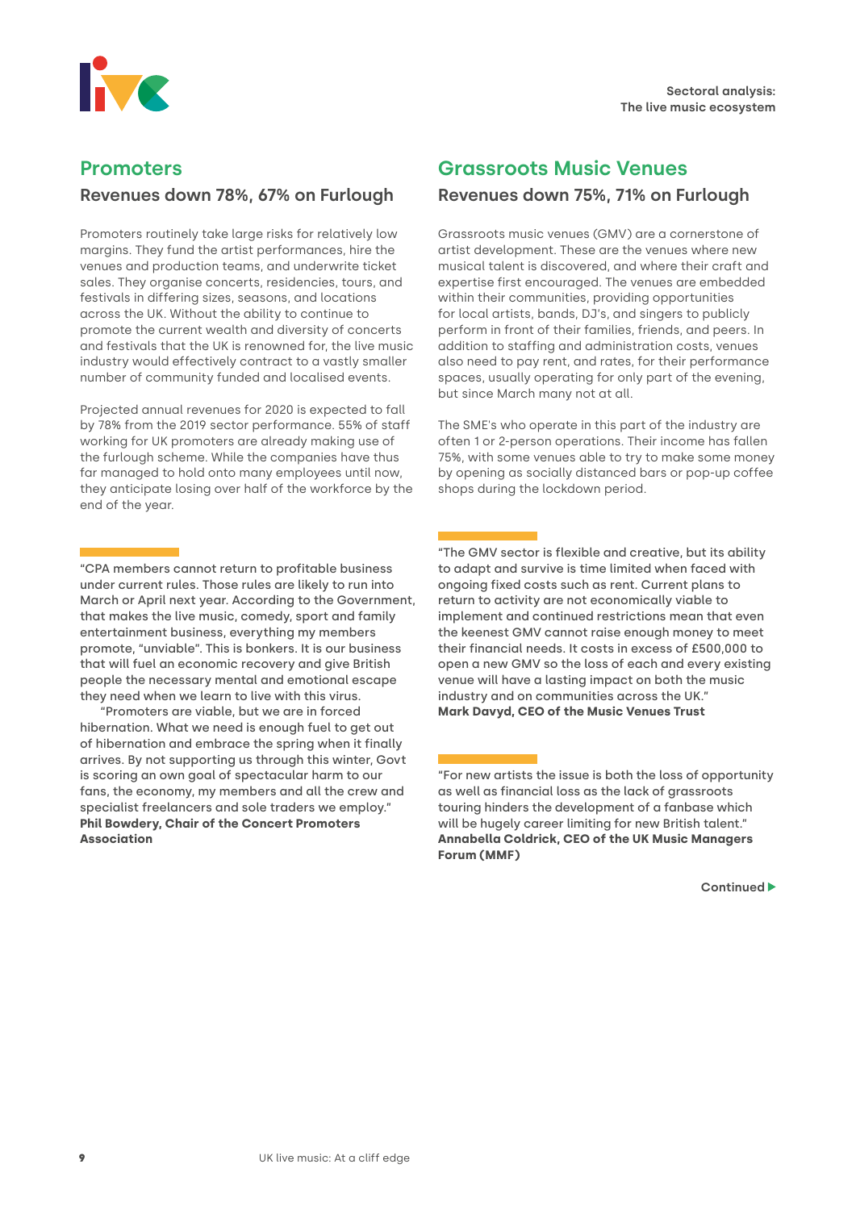## Promoters

### Revenues down 78%, 67% on Furlough

Promoters routinely take large risks for relatively low margins. They fund the artist performances, hire the venues and production teams, and underwrite ticket sales. They organise concerts, residencies, tours, and festivals in differing sizes, seasons, and locations across the UK. Without the ability to continue to promote the current wealth and diversity of concerts and festivals that the UK is renowned for, the live music industry would effectively contract to a vastly smaller number of community funded and localised events.

Projected annual revenues for 2020 is expected to fall by 78% from the 2019 sector performance. 55% of staff working for UK promoters are already making use of the furlough scheme. While the companies have thus far managed to hold onto many employees until now, they anticipate losing over half of the workforce by the end of the year.

"CPA members cannot return to profitable business under current rules. Those rules are likely to run into March or April next year. According to the Government, that makes the live music, comedy, sport and family entertainment business, everything my members promote, "unviable". This is bonkers. It is our business that will fuel an economic recovery and give British people the necessary mental and emotional escape they need when we learn to live with this virus.

"Promoters are viable, but we are in forced hibernation. What we need is enough fuel to get out of hibernation and embrace the spring when it finally arrives. By not supporting us through this winter, Govt is scoring an own goal of spectacular harm to our fans, the economy, my members and all the crew and specialist freelancers and sole traders we employ."
**Phil Bowdery, Chair of the Concert Promoters Association**

## Grassroots Music Venues

### Revenues down 75%, 71% on Furlough

Grassroots music venues (GMV) are a cornerstone of artist development. These are the venues where new musical talent is discovered, and where their craft and expertise first encouraged. The venues are embedded within their communities, providing opportunities for local artists, bands, DJ's, and singers to publicly perform in front of their families, friends, and peers. In addition to staffing and administration costs, venues also need to pay rent, and rates, for their performance spaces, usually operating for only part of the evening, but since March many not at all.

The SME's who operate in this part of the industry are often 1 or 2-person operations. Their income has fallen 75%, with some venues able to try to make some money by opening as socially distanced bars or pop-up coffee shops during the lockdown period.

"The GMV sector is flexible and creative, but its ability to adapt and survive is time limited when faced with ongoing fixed costs such as rent. Current plans to return to activity are not economically viable to implement and continued restrictions mean that even the keenest GMV cannot raise enough money to meet their financial needs. It costs in excess of £500,000 to open a new GMV so the loss of each and every existing venue will have a lasting impact on both the music industry and on communities across the UK."
**Mark Davyd, CEO of the Music Venues Trust**

"For new artists the issue is both the loss of opportunity as well as financial loss as the lack of grassroots touring hinders the development of a fanbase which will be hugely career limiting for new British talent."
**Annabella Coldrick, CEO of the UK Music Managers Forum (MMF)**

Continued ▶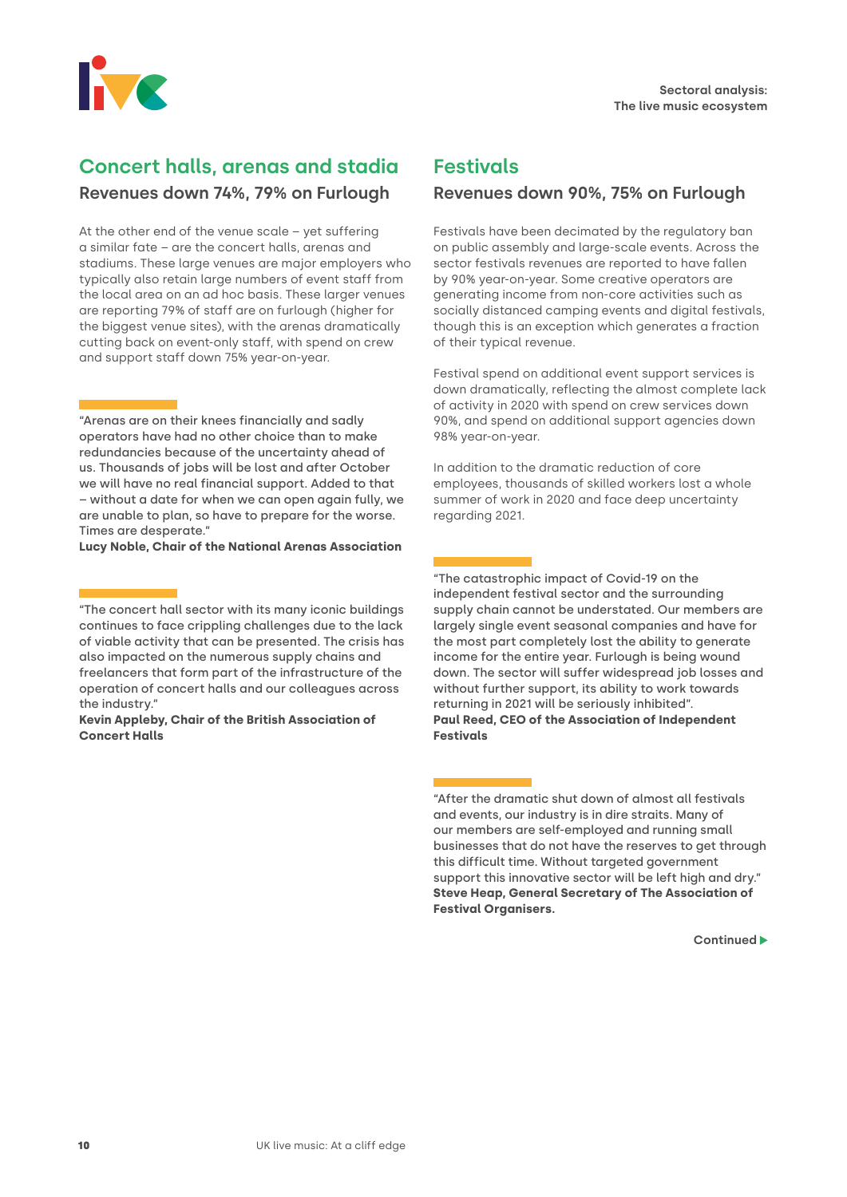## Concert halls, arenas and stadia

### Revenues down 74%, 79% on Furlough

At the other end of the venue scale – yet suffering a similar fate – are the concert halls, arenas and stadiums. These large venues are major employers who typically also retain large numbers of event staff from the local area on an ad hoc basis. These larger venues are reporting 79% of staff are on furlough (higher for the biggest venue sites), with the arenas dramatically cutting back on event-only staff, with spend on crew and support staff down 75% year-on-year.

"Arenas are on their knees financially and sadly operators have had no other choice than to make redundancies because of the uncertainty ahead of us. Thousands of jobs will be lost and after October we will have no real financial support. Added to that – without a date for when we can open again fully, we are unable to plan, so have to prepare for the worse. Times are desperate."
**Lucy Noble, Chair of the National Arenas Association**

"The concert hall sector with its many iconic buildings continues to face crippling challenges due to the lack of viable activity that can be presented. The crisis has also impacted on the numerous supply chains and freelancers that form part of the infrastructure of the operation of concert halls and our colleagues across the industry."
**Kevin Appleby, Chair of the British Association of Concert Halls**

## Festivals

### Revenues down 90%, 75% on Furlough

Festivals have been decimated by the regulatory ban on public assembly and large-scale events. Across the sector festivals revenues are reported to have fallen by 90% year-on-year. Some creative operators are generating income from non-core activities such as socially distanced camping events and digital festivals, though this is an exception which generates a fraction of their typical revenue.

Festival spend on additional event support services is down dramatically, reflecting the almost complete lack of activity in 2020 with spend on crew services down 90%, and spend on additional support agencies down 98% year-on-year.

In addition to the dramatic reduction of core employees, thousands of skilled workers lost a whole summer of work in 2020 and face deep uncertainty regarding 2021.

"The catastrophic impact of Covid-19 on the independent festival sector and the surrounding supply chain cannot be understated. Our members are largely single event seasonal companies and have for the most part completely lost the ability to generate income for the entire year. Furlough is being wound down. The sector will suffer widespread job losses and without further support, its ability to work towards returning in 2021 will be seriously inhibited".
**Paul Reed, CEO of the Association of Independent Festivals**

"After the dramatic shut down of almost all festivals and events, our industry is in dire straits. Many of our members are self-employed and running small businesses that do not have the reserves to get through this difficult time. Without targeted government support this innovative sector will be left high and dry."
**Steve Heap, General Secretary of The Association of Festival Organisers.**

Continued ▶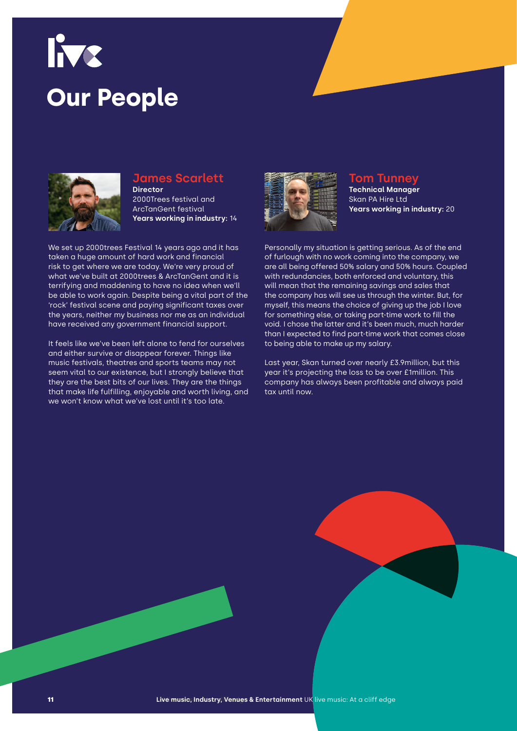# Our People

## James Scarlett

**Director**
2000Trees festival and ArcTanGent festival
**Years working in industry:** 14

We set up 2000trees Festival 14 years ago and it has taken a huge amount of hard work and financial risk to get where we are today. We're very proud of what we've built at 2000trees & ArcTanGent and it is terrifying and maddening to have no idea when we'll be able to work again. Despite being a vital part of the 'rock' festival scene and paying significant taxes over the years, neither my business nor me as an individual have received any government financial support.

It feels like we've been left alone to fend for ourselves and either survive or disappear forever. Things like music festivals, theatres and sports teams may not seem vital to our existence, but I strongly believe that they are the best bits of our lives. They are the things that make life fulfilling, enjoyable and worth living, and we won't know what we've lost until it's too late.

## Tom Tunney

**Technical Manager**
Skan PA Hire Ltd
**Years working in industry:** 20

Personally my situation is getting serious. As of the end of furlough with no work coming into the company, we are all being offered 50% salary and 50% hours. Coupled with redundancies, both enforced and voluntary, this will mean that the remaining savings and sales that the company has will see us through the winter. But, for myself, this means the choice of giving up the job I love for something else, or taking part-time work to fill the void. I chose the latter and it's been much, much harder than I expected to find part-time work that comes close to being able to make up my salary.

Last year, Skan turned over nearly £3.9million, but this year it's projecting the loss to be over £1million. This company has always been profitable and always paid tax until now.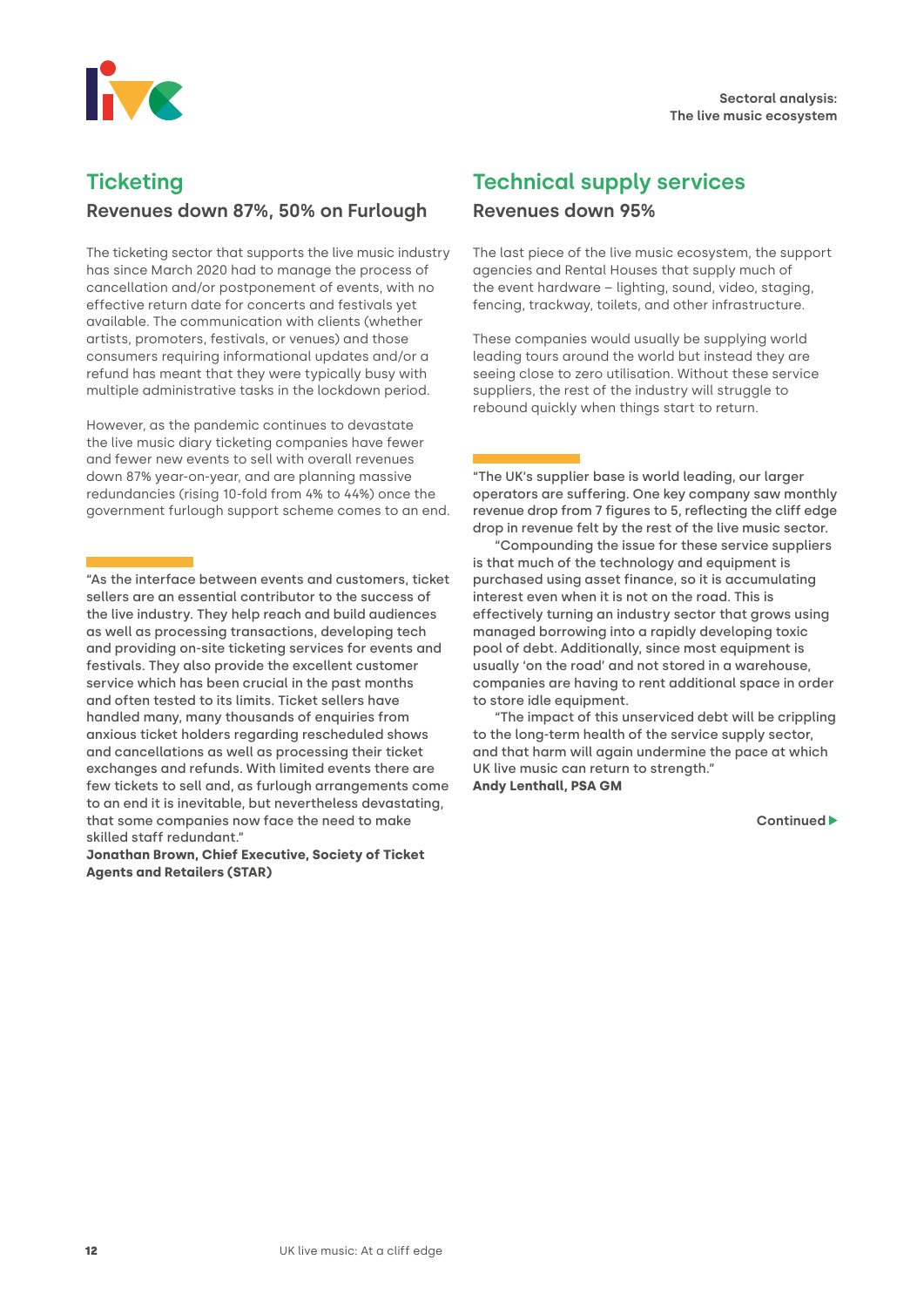## Ticketing

### Revenues down 87%, 50% on Furlough

The ticketing sector that supports the live music industry has since March 2020 had to manage the process of cancellation and/or postponement of events, with no effective return date for concerts and festivals yet available. The communication with clients (whether artists, promoters, festivals, or venues) and those consumers requiring informational updates and/or a refund has meant that they were typically busy with multiple administrative tasks in the lockdown period.

However, as the pandemic continues to devastate the live music diary ticketing companies have fewer and fewer new events to sell with overall revenues down 87% year-on-year, and are planning massive redundancies (rising 10-fold from 4% to 44%) once the government furlough support scheme comes to an end.

"As the interface between events and customers, ticket sellers are an essential contributor to the success of the live industry. They help reach and build audiences as well as processing transactions, developing tech and providing on-site ticketing services for events and festivals. They also provide the excellent customer service which has been crucial in the past months and often tested to its limits. Ticket sellers have handled many, many thousands of enquiries from anxious ticket holders regarding rescheduled shows and cancellations as well as processing their ticket exchanges and refunds. With limited events there are few tickets to sell and, as furlough arrangements come to an end it is inevitable, but nevertheless devastating, that some companies now face the need to make skilled staff redundant."
**Jonathan Brown, Chief Executive, Society of Ticket Agents and Retailers (STAR)**

## Technical supply services

### Revenues down 95%

The last piece of the live music ecosystem, the support agencies and Rental Houses that supply much of the event hardware – lighting, sound, video, staging, fencing, trackway, toilets, and other infrastructure.

These companies would usually be supplying world leading tours around the world but instead they are seeing close to zero utilisation. Without these service suppliers, the rest of the industry will struggle to rebound quickly when things start to return.

"The UK's supplier base is world leading, our larger operators are suffering. One key company saw monthly revenue drop from 7 figures to 5, reflecting the cliff edge drop in revenue felt by the rest of the live music sector.

"Compounding the issue for these service suppliers is that much of the technology and equipment is purchased using asset finance, so it is accumulating interest even when it is not on the road. This is effectively turning an industry sector that grows using managed borrowing into a rapidly developing toxic pool of debt. Additionally, since most equipment is usually 'on the road' and not stored in a warehouse, companies are having to rent additional space in order to store idle equipment.

"The impact of this unserviced debt will be crippling to the long-term health of the service supply sector, and that harm will again undermine the pace at which UK live music can return to strength."
**Andy Lenthall, PSA GM**

Continued ▶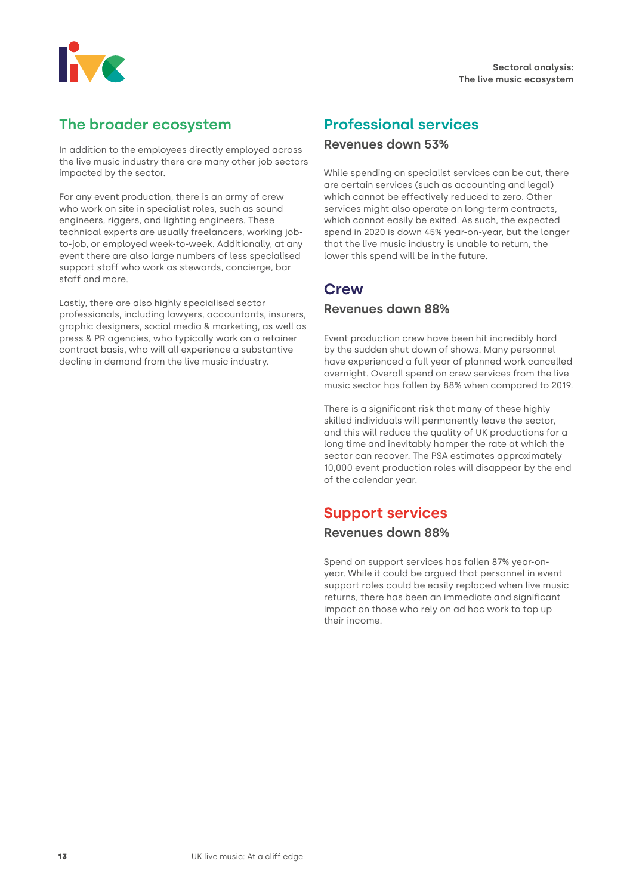## The broader ecosystem

In addition to the employees directly employed across the live music industry there are many other job sectors impacted by the sector.

For any event production, there is an army of crew who work on site in specialist roles, such as sound engineers, riggers, and lighting engineers. These technical experts are usually freelancers, working job-to-job, or employed week-to-week. Additionally, at any event there are also large numbers of less specialised support staff who work as stewards, concierge, bar staff and more.

Lastly, there are also highly specialised sector professionals, including lawyers, accountants, insurers, graphic designers, social media & marketing, as well as press & PR agencies, who typically work on a retainer contract basis, who will all experience a substantive decline in demand from the live music industry.

## Professional services

### Revenues down 53%

While spending on specialist services can be cut, there are certain services (such as accounting and legal) which cannot be effectively reduced to zero. Other services might also operate on long-term contracts, which cannot easily be exited. As such, the expected spend in 2020 is down 45% year-on-year, but the longer that the live music industry is unable to return, the lower this spend will be in the future.

## Crew

### Revenues down 88%

Event production crew have been hit incredibly hard by the sudden shut down of shows. Many personnel have experienced a full year of planned work cancelled overnight. Overall spend on crew services from the live music sector has fallen by 88% when compared to 2019.

There is a significant risk that many of these highly skilled individuals will permanently leave the sector, and this will reduce the quality of UK productions for a long time and inevitably hamper the rate at which the sector can recover. The PSA estimates approximately 10,000 event production roles will disappear by the end of the calendar year.

## Support services

### Revenues down 88%

Spend on support services has fallen 87% year-on-year. While it could be argued that personnel in event support roles could be easily replaced when live music returns, there has been an immediate and significant impact on those who rely on ad hoc work to top up their income.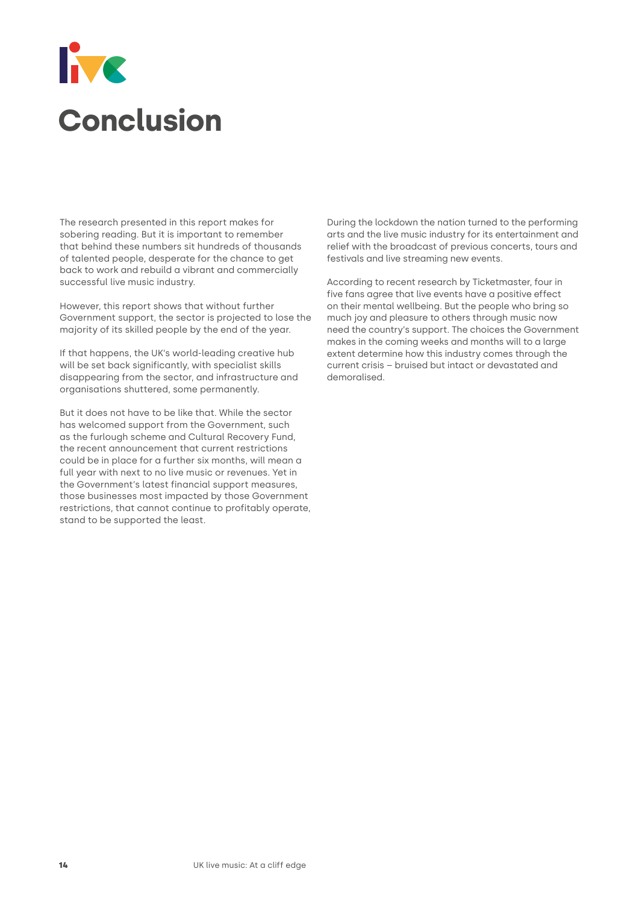# Conclusion

The research presented in this report makes for sobering reading. But it is important to remember that behind these numbers sit hundreds of thousands of talented people, desperate for the chance to get back to work and rebuild a vibrant and commercially successful live music industry.

However, this report shows that without further Government support, the sector is projected to lose the majority of its skilled people by the end of the year.

If that happens, the UK's world-leading creative hub will be set back significantly, with specialist skills disappearing from the sector, and infrastructure and organisations shuttered, some permanently.

But it does not have to be like that. While the sector has welcomed support from the Government, such as the furlough scheme and Cultural Recovery Fund, the recent announcement that current restrictions could be in place for a further six months, will mean a full year with next to no live music or revenues. Yet in the Government's latest financial support measures, those businesses most impacted by those Government restrictions, that cannot continue to profitably operate, stand to be supported the least.

During the lockdown the nation turned to the performing arts and the live music industry for its entertainment and relief with the broadcast of previous concerts, tours and festivals and live streaming new events.

According to recent research by Ticketmaster, four in five fans agree that live events have a positive effect on their mental wellbeing. But the people who bring so much joy and pleasure to others through music now need the country's support. The choices the Government makes in the coming weeks and months will to a large extent determine how this industry comes through the current crisis – bruised but intact or devastated and demoralised.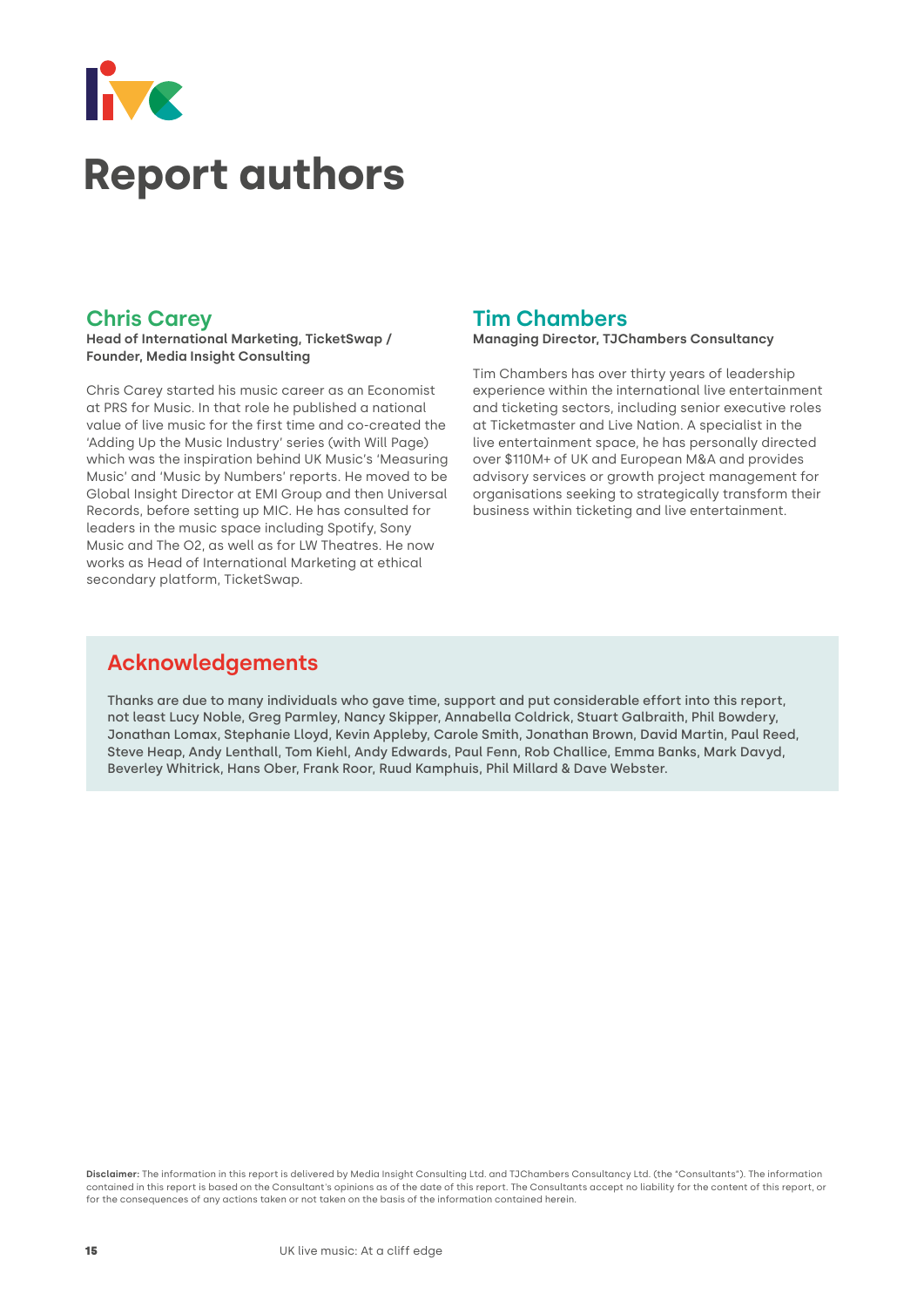# Report authors

## Chris Carey

**Head of International Marketing, TicketSwap / Founder, Media Insight Consulting**

Chris Carey started his music career as an Economist at PRS for Music. In that role he published a national value of live music for the first time and co-created the 'Adding Up the Music Industry' series (with Will Page) which was the inspiration behind UK Music's 'Measuring Music' and 'Music by Numbers' reports. He moved to be Global Insight Director at EMI Group and then Universal Records, before setting up MIC. He has consulted for leaders in the music space including Spotify, Sony Music and The O2, as well as for LW Theatres. He now works as Head of International Marketing at ethical secondary platform, TicketSwap.

## Tim Chambers

**Managing Director, TJChambers Consultancy**

Tim Chambers has over thirty years of leadership experience within the international live entertainment and ticketing sectors, including senior executive roles at Ticketmaster and Live Nation. A specialist in the live entertainment space, he has personally directed over $110M+ of UK and European M&A and provides advisory services or growth project management for organisations seeking to strategically transform their business within ticketing and live entertainment.

## Acknowledgements

**Thanks are due to many individuals who gave time, support and put considerable effort into this report, not least Lucy Noble, Greg Parmley, Nancy Skipper, Annabella Coldrick, Stuart Galbraith, Phil Bowdery, Jonathan Lomax, Stephanie Lloyd, Kevin Appleby, Carole Smith, Jonathan Brown, David Martin, Paul Reed, Steve Heap, Andy Lenthall, Tom Kiehl, Andy Edwards, Paul Fenn, Rob Challice, Emma Banks, Mark Davyd, Beverley Whitrick, Hans Ober, Frank Roor, Ruud Kamphuis, Phil Millard & Dave Webster.**

**Disclaimer:** The information in this report is delivered by Media Insight Consulting Ltd. and TJChambers Consultancy Ltd. (the "Consultants"). The information contained in this report is based on the Consultant's opinions as of the date of this report. The Consultants accept no liability for the content of this report, or for the consequences of any actions taken or not taken on the basis of the information contained herein.